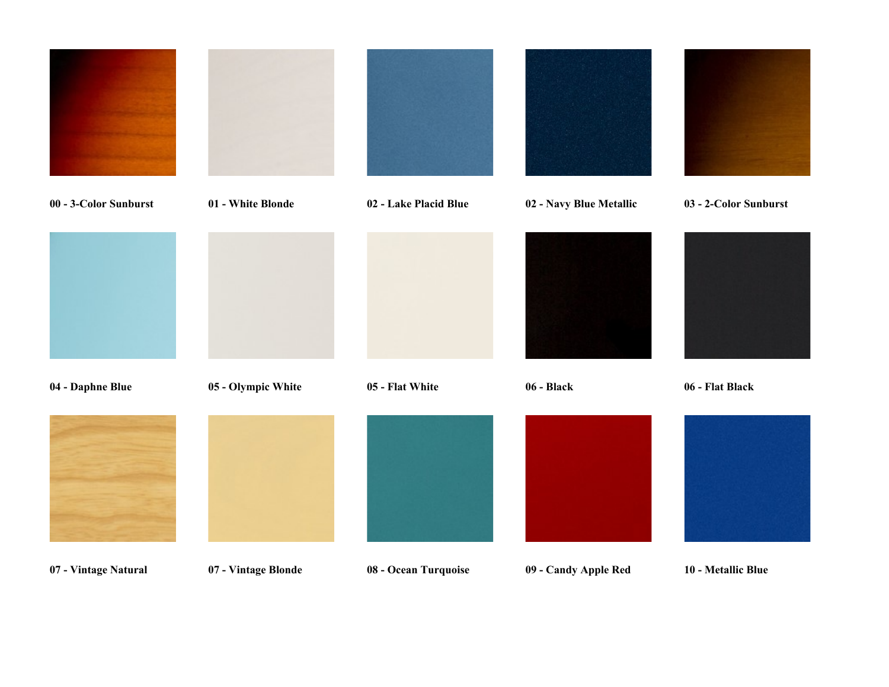**00 - 3-Color Sunburst**

**01 - White Blonde**

**02 - Lake Placid Blue**

**02 - Navy Blue Metallic**

**03 - 2-Color Sunburst**

**04 - Daphne Blue**

**05 - Olympic White**

**05 - Flat White**

**06 - Black**

**06 - Flat Black**

**07 - Vintage Natural**

**07 - Vintage Blonde**

**08 - Ocean Turquoise**

**09 - Candy Apple Red**

**10 - Metallic Blue**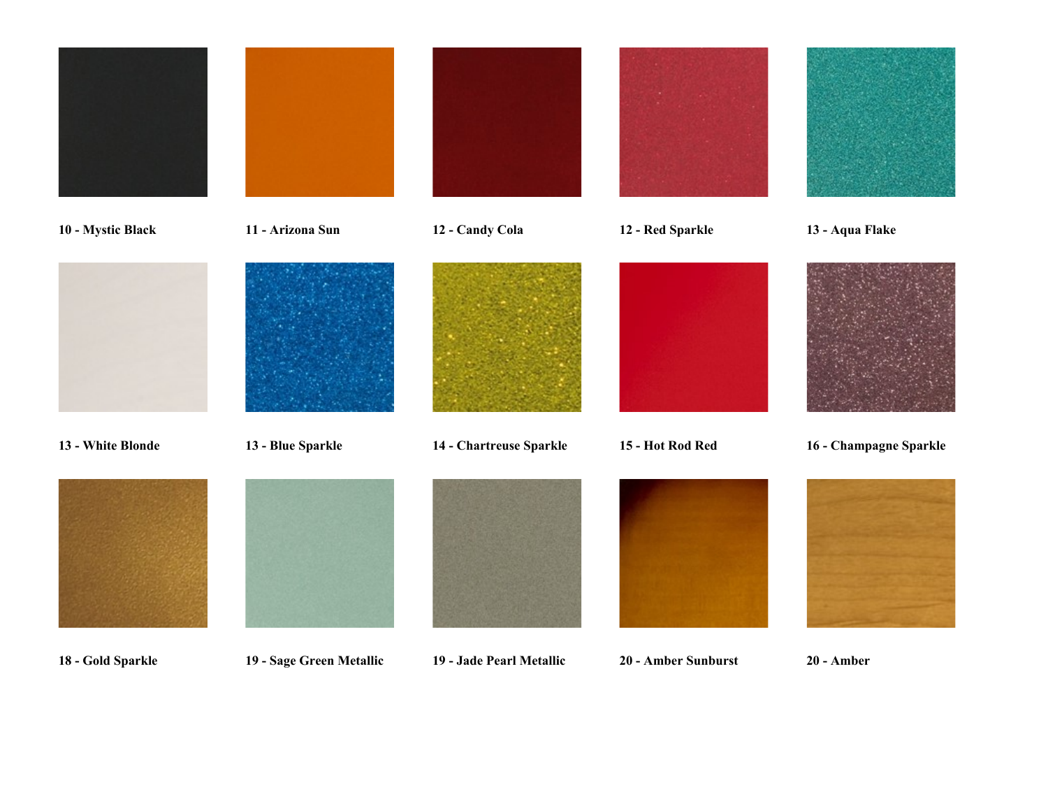10 - Mystic Black

11 - Arizona Sun

12 - Candy Cola

12 - Red Sparkle

13 - Aqua Flake

13 - White Blonde

13 - Blue Sparkle

14 - Chartreuse Sparkle

15 - Hot Rod Red

16 - Champagne Sparkle

18 - Gold Sparkle

19 - Sage Green Metallic

19 - Jade Pearl Metallic

20 - Amber Sunburst

20 - Amber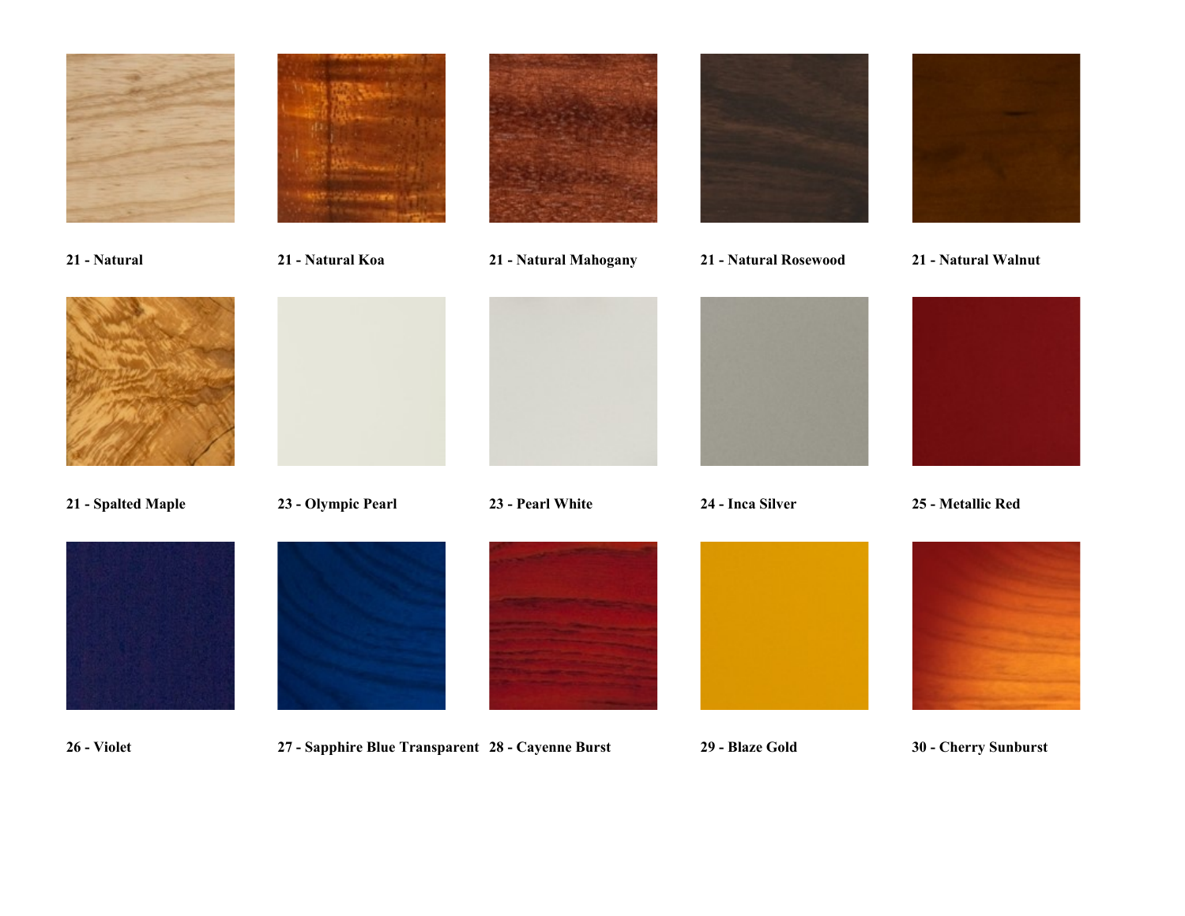**21 - Natural**

**21 - Natural Koa**

**21 - Natural Mahogany**

**21 - Natural Rosewood**

**21 - Natural Walnut**

**21 - Spalted Maple**

**23 - Olympic Pearl**

**23 - Pearl White**

**24 - Inca Silver**

**25 - Metallic Red**

**26 - Violet**

**27 - Sapphire Blue Transparent**

**28 - Cayenne Burst**

**29 - Blaze Gold**

**30 - Cherry Sunburst**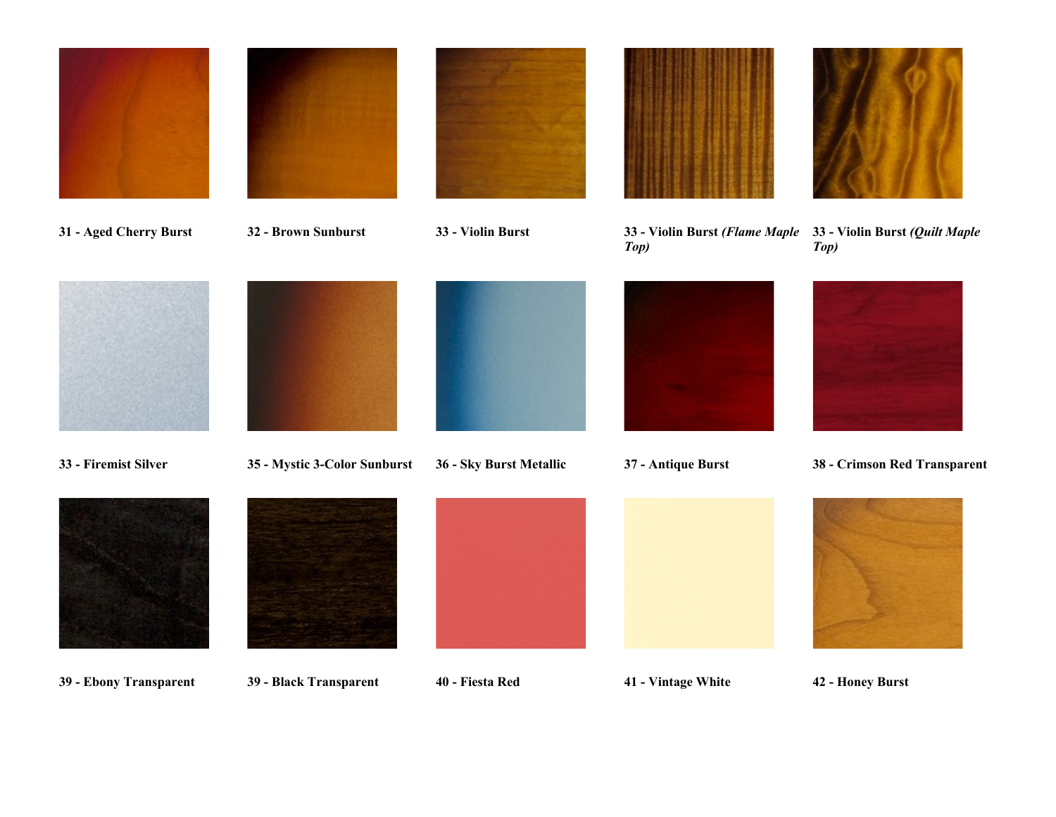**31 - Aged Cherry Burst**

**32 - Brown Sunburst**

**33 - Violin Burst**

**33 - Violin Burst *(Flame Maple Top)***

**33 - Violin Burst *(Quilt Maple Top)***

**33 - Firemist Silver**

**35 - Mystic 3-Color Sunburst**

**36 - Sky Burst Metallic**

**37 - Antique Burst**

**38 - Crimson Red Transparent**

**39 - Ebony Transparent**

**39 - Black Transparent**

**40 - Fiesta Red**

**41 - Vintage White**

**42 - Honey Burst**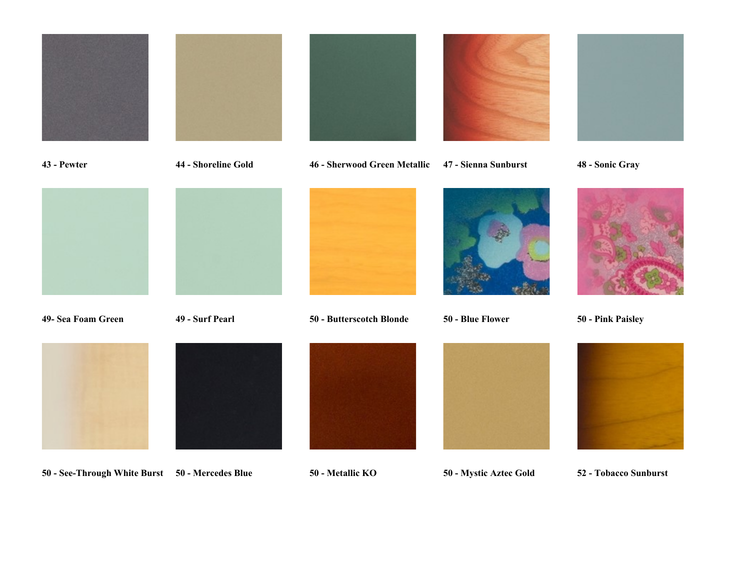43 - Pewter

44 - Shoreline Gold

46 - Sherwood Green Metallic

47 - Sienna Sunburst

48 - Sonic Gray

49- Sea Foam Green

49 - Surf Pearl

50 - Butterscotch Blonde

50 - Blue Flower

50 - Pink Paisley

50 - See-Through White Burst

50 - Mercedes Blue

50 - Metallic KO

50 - Mystic Aztec Gold

52 - Tobacco Sunburst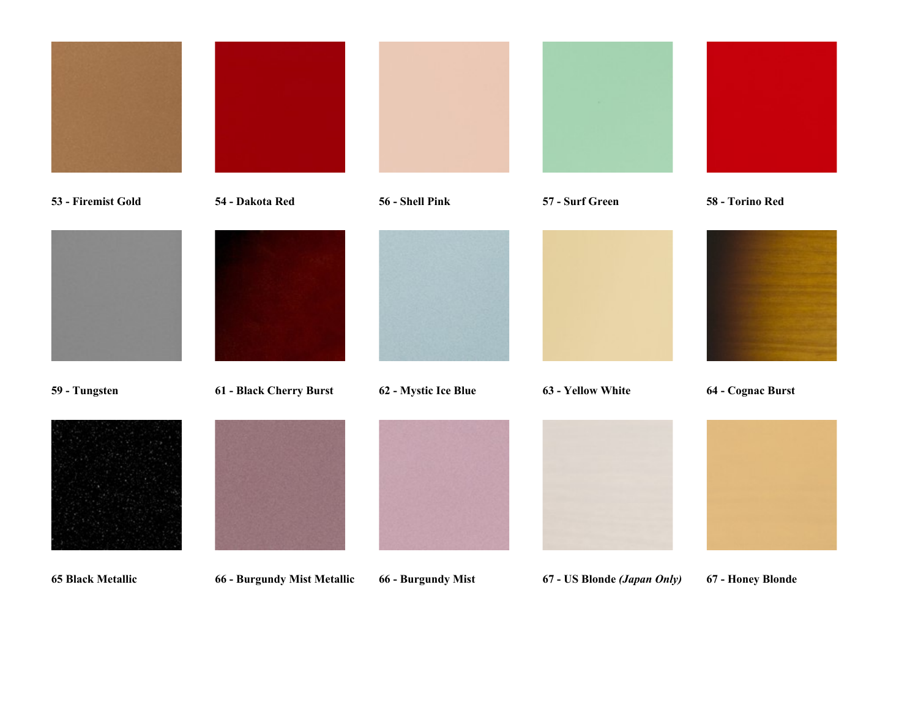**53 - Firemist Gold**

**54 - Dakota Red**

**56 - Shell Pink**

**57 - Surf Green**

**58 - Torino Red**

**59 - Tungsten**

**61 - Black Cherry Burst**

**62 - Mystic Ice Blue**

**63 - Yellow White**

**64 - Cognac Burst**

**65 Black Metallic**

**66 - Burgundy Mist Metallic**

**66 - Burgundy Mist**

**67 - US Blonde *(Japan Only)***

**67 - Honey Blonde**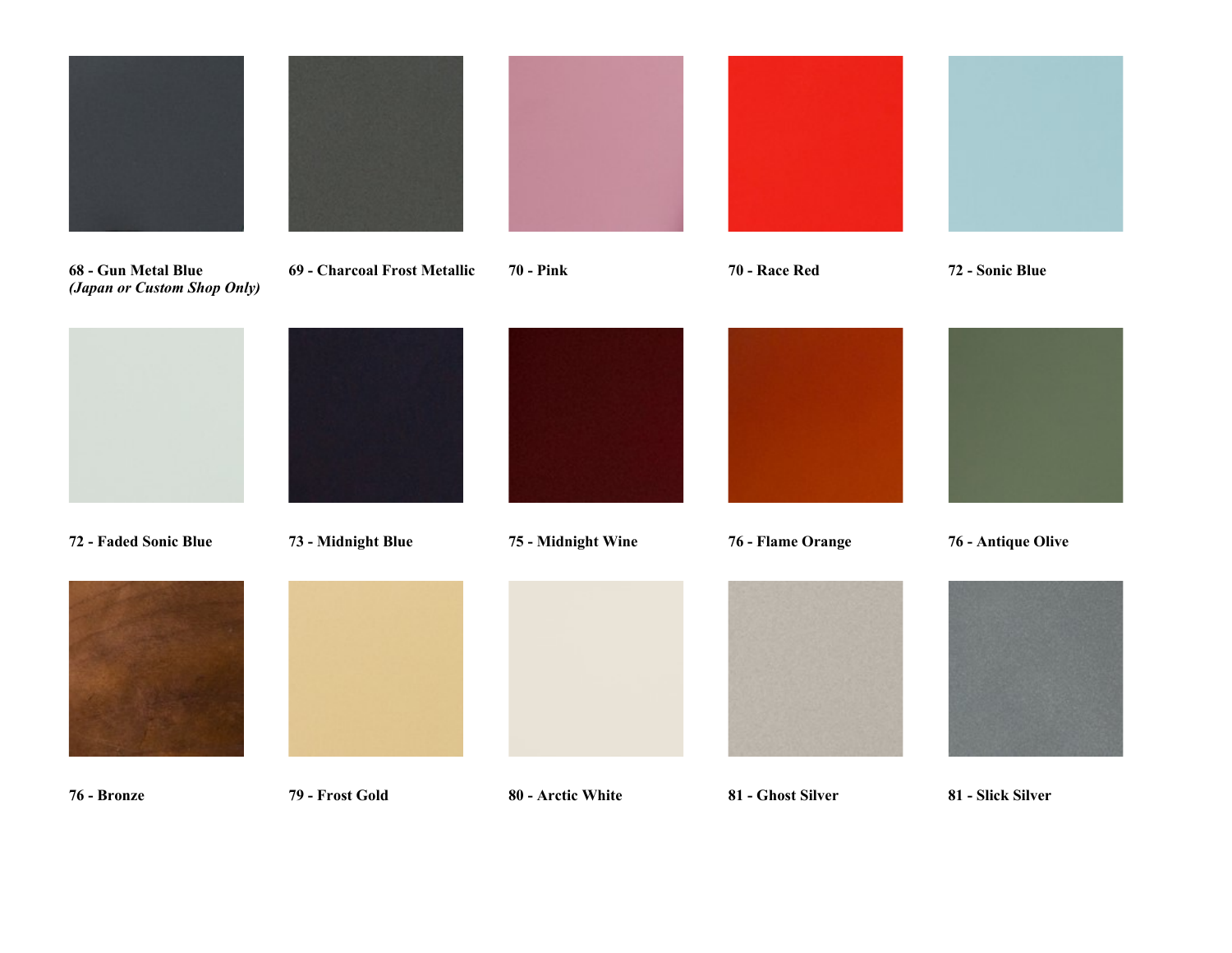**68 - Gun Metal Blue**
***(Japan or Custom Shop Only)***

**69 - Charcoal Frost Metallic**

**70 - Pink**

**70 - Race Red**

**72 - Sonic Blue**

**72 - Faded Sonic Blue**

**73 - Midnight Blue**

**75 - Midnight Wine**

**76 - Flame Orange**

**76 - Antique Olive**

**76 - Bronze**

**79 - Frost Gold**

**80 - Arctic White**

**81 - Ghost Silver**

**81 - Slick Silver**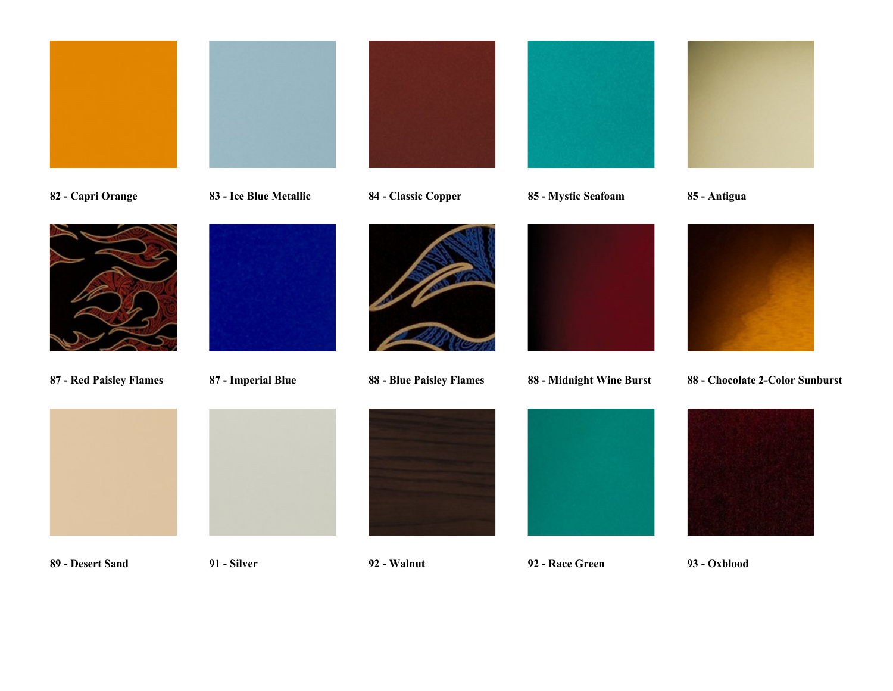**82 - Capri Orange**

**83 - Ice Blue Metallic**

**84 - Classic Copper**

**85 - Mystic Seafoam**

**85 - Antigua**

**87 - Red Paisley Flames**

**87 - Imperial Blue**

**88 - Blue Paisley Flames**

**88 - Midnight Wine Burst**

**88 - Chocolate 2-Color Sunburst**

**89 - Desert Sand**

**91 - Silver**

**92 - Walnut**

**92 - Race Green**

**93 - Oxblood**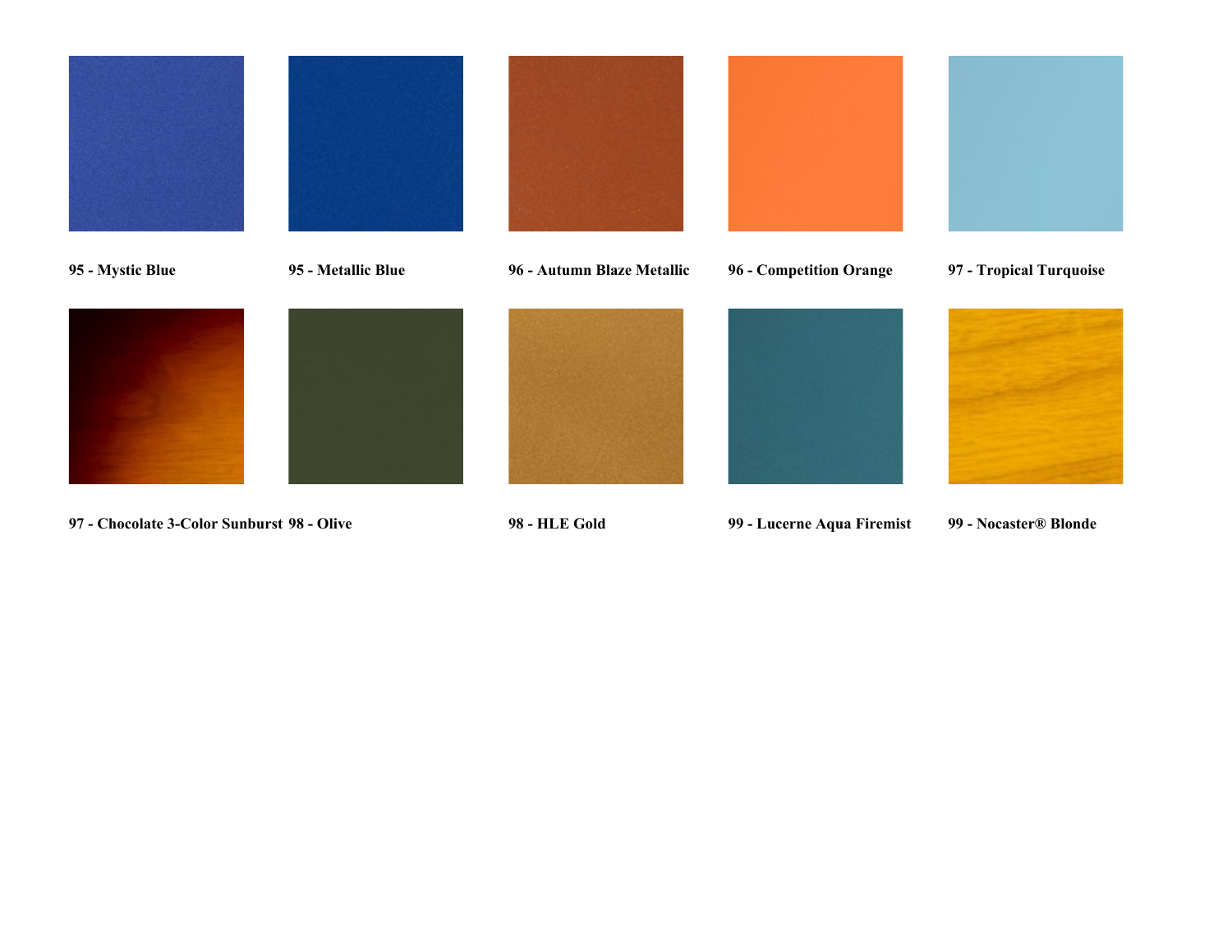**95 - Mystic Blue**

**95 - Metallic Blue**

**96 - Autumn Blaze Metallic**

**96 - Competition Orange**

**97 - Tropical Turquoise**

**97 - Chocolate 3-Color Sunburst**

**98 - Olive**

**98 - HLE Gold**

**99 - Lucerne Aqua Firemist**

**99 - Nocaster® Blonde**